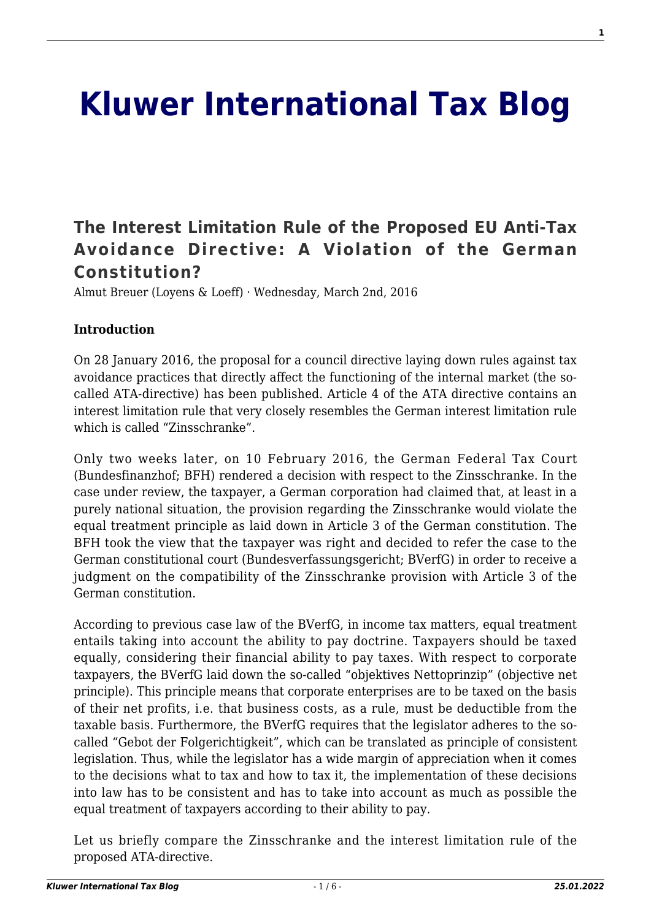# Kluwer International Tax Blog

## The Interest Limitation Rule of the Proposed EU Anti-Tax Avoidance Directive: A Violation of the German Constitution?

Almut Breuer (Loyens & Loeff) · Wednesday, March 2nd, 2016

**Introduction**

On 28 January 2016, the proposal for a council directive laying down rules against tax avoidance practices that directly affect the functioning of the internal market (the so-called ATA-directive) has been published. Article 4 of the ATA directive contains an interest limitation rule that very closely resembles the German interest limitation rule which is called "Zinsschranke".

Only two weeks later, on 10 February 2016, the German Federal Tax Court (Bundesfinanzhof; BFH) rendered a decision with respect to the Zinsschranke. In the case under review, the taxpayer, a German corporation had claimed that, at least in a purely national situation, the provision regarding the Zinsschranke would violate the equal treatment principle as laid down in Article 3 of the German constitution. The BFH took the view that the taxpayer was right and decided to refer the case to the German constitutional court (Bundesverfassungsgericht; BVerfG) in order to receive a judgment on the compatibility of the Zinsschranke provision with Article 3 of the German constitution.

According to previous case law of the BVerfG, in income tax matters, equal treatment entails taking into account the ability to pay doctrine. Taxpayers should be taxed equally, considering their financial ability to pay taxes. With respect to corporate taxpayers, the BVerfG laid down the so-called "objektives Nettoprinzip" (objective net principle). This principle means that corporate enterprises are to be taxed on the basis of their net profits, i.e. that business costs, as a rule, must be deductible from the taxable basis. Furthermore, the BVerfG requires that the legislator adheres to the so-called "Gebot der Folgerichtigkeit", which can be translated as principle of consistent legislation. Thus, while the legislator has a wide margin of appreciation when it comes to the decisions what to tax and how to tax it, the implementation of these decisions into law has to be consistent and has to take into account as much as possible the equal treatment of taxpayers according to their ability to pay.

Let us briefly compare the Zinsschranke and the interest limitation rule of the proposed ATA-directive.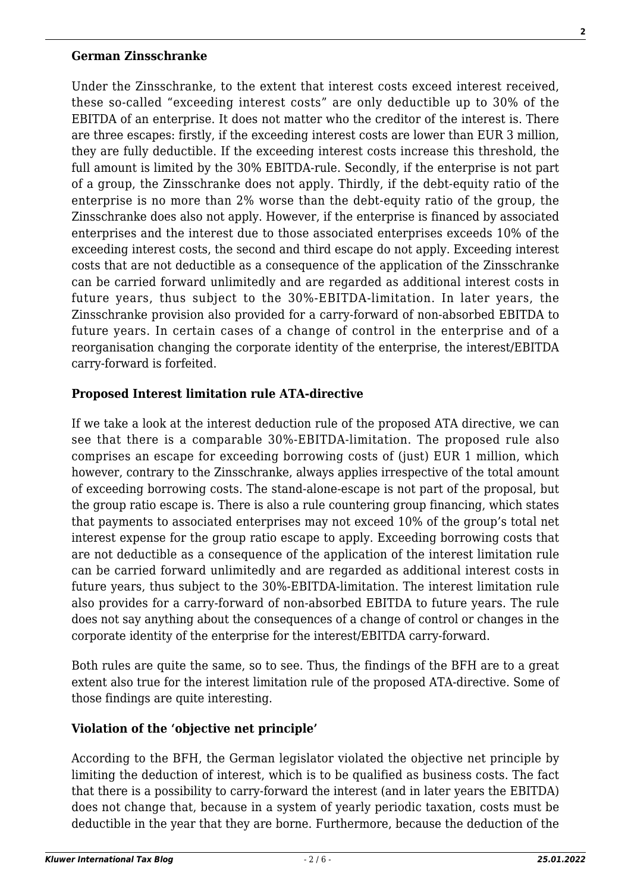**German Zinsschranke**

Under the Zinsschranke, to the extent that interest costs exceed interest received, these so-called "exceeding interest costs" are only deductible up to 30% of the EBITDA of an enterprise. It does not matter who the creditor of the interest is. There are three escapes: firstly, if the exceeding interest costs are lower than EUR 3 million, they are fully deductible. If the exceeding interest costs increase this threshold, the full amount is limited by the 30% EBITDA-rule. Secondly, if the enterprise is not part of a group, the Zinsschranke does not apply. Thirdly, if the debt-equity ratio of the enterprise is no more than 2% worse than the debt-equity ratio of the group, the Zinsschranke does also not apply. However, if the enterprise is financed by associated enterprises and the interest due to those associated enterprises exceeds 10% of the exceeding interest costs, the second and third escape do not apply. Exceeding interest costs that are not deductible as a consequence of the application of the Zinsschranke can be carried forward unlimitedly and are regarded as additional interest costs in future years, thus subject to the 30%-EBITDA-limitation. In later years, the Zinsschranke provision also provided for a carry-forward of non-absorbed EBITDA to future years. In certain cases of a change of control in the enterprise and of a reorganisation changing the corporate identity of the enterprise, the interest/EBITDA carry-forward is forfeited.

**Proposed Interest limitation rule ATA-directive**

If we take a look at the interest deduction rule of the proposed ATA directive, we can see that there is a comparable 30%-EBITDA-limitation. The proposed rule also comprises an escape for exceeding borrowing costs of (just) EUR 1 million, which however, contrary to the Zinsschranke, always applies irrespective of the total amount of exceeding borrowing costs. The stand-alone-escape is not part of the proposal, but the group ratio escape is. There is also a rule countering group financing, which states that payments to associated enterprises may not exceed 10% of the group's total net interest expense for the group ratio escape to apply. Exceeding borrowing costs that are not deductible as a consequence of the application of the interest limitation rule can be carried forward unlimitedly and are regarded as additional interest costs in future years, thus subject to the 30%-EBITDA-limitation. The interest limitation rule also provides for a carry-forward of non-absorbed EBITDA to future years. The rule does not say anything about the consequences of a change of control or changes in the corporate identity of the enterprise for the interest/EBITDA carry-forward.

Both rules are quite the same, so to see. Thus, the findings of the BFH are to a great extent also true for the interest limitation rule of the proposed ATA-directive. Some of those findings are quite interesting.

**Violation of the 'objective net principle'**

According to the BFH, the German legislator violated the objective net principle by limiting the deduction of interest, which is to be qualified as business costs. The fact that there is a possibility to carry-forward the interest (and in later years the EBITDA) does not change that, because in a system of yearly periodic taxation, costs must be deductible in the year that they are borne. Furthermore, because the deduction of the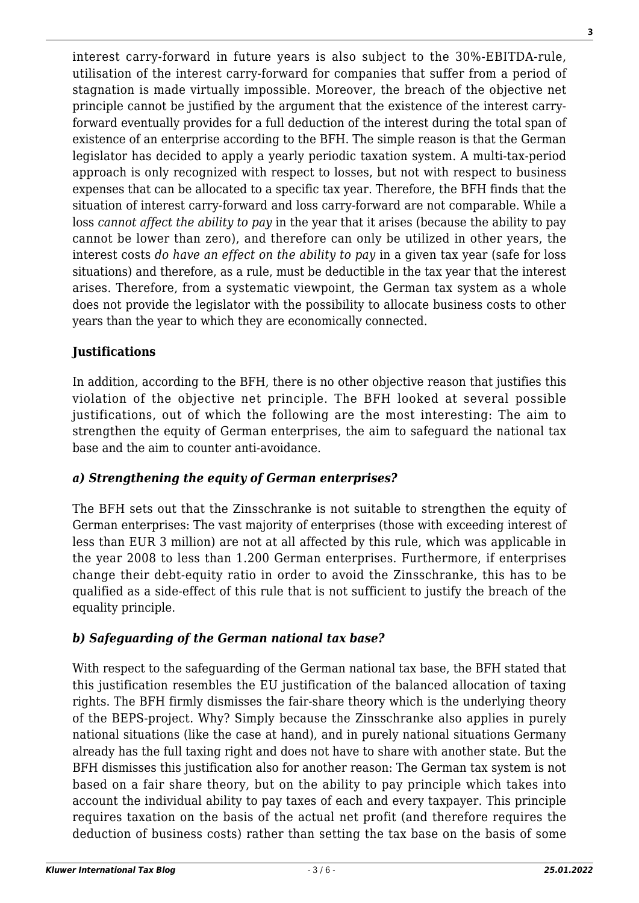interest carry-forward in future years is also subject to the 30%-EBITDA-rule, utilisation of the interest carry-forward for companies that suffer from a period of stagnation is made virtually impossible. Moreover, the breach of the objective net principle cannot be justified by the argument that the existence of the interest carry-forward eventually provides for a full deduction of the interest during the total span of existence of an enterprise according to the BFH. The simple reason is that the German legislator has decided to apply a yearly periodic taxation system. A multi-tax-period approach is only recognized with respect to losses, but not with respect to business expenses that can be allocated to a specific tax year. Therefore, the BFH finds that the situation of interest carry-forward and loss carry-forward are not comparable. While a loss *cannot affect the ability to pay* in the year that it arises (because the ability to pay cannot be lower than zero), and therefore can only be utilized in other years, the interest costs *do have an effect on the ability to pay* in a given tax year (safe for loss situations) and therefore, as a rule, must be deductible in the tax year that the interest arises. Therefore, from a systematic viewpoint, the German tax system as a whole does not provide the legislator with the possibility to allocate business costs to other years than the year to which they are economically connected.

**Justifications**

In addition, according to the BFH, there is no other objective reason that justifies this violation of the objective net principle. The BFH looked at several possible justifications, out of which the following are the most interesting: The aim to strengthen the equity of German enterprises, the aim to safeguard the national tax base and the aim to counter anti-avoidance.

***a) Strengthening the equity of German enterprises?***

The BFH sets out that the Zinsschranke is not suitable to strengthen the equity of German enterprises: The vast majority of enterprises (those with exceeding interest of less than EUR 3 million) are not at all affected by this rule, which was applicable in the year 2008 to less than 1.200 German enterprises. Furthermore, if enterprises change their debt-equity ratio in order to avoid the Zinsschranke, this has to be qualified as a side-effect of this rule that is not sufficient to justify the breach of the equality principle.

***b) Safeguarding of the German national tax base?***

With respect to the safeguarding of the German national tax base, the BFH stated that this justification resembles the EU justification of the balanced allocation of taxing rights. The BFH firmly dismisses the fair-share theory which is the underlying theory of the BEPS-project. Why? Simply because the Zinsschranke also applies in purely national situations (like the case at hand), and in purely national situations Germany already has the full taxing right and does not have to share with another state. But the BFH dismisses this justification also for another reason: The German tax system is not based on a fair share theory, but on the ability to pay principle which takes into account the individual ability to pay taxes of each and every taxpayer. This principle requires taxation on the basis of the actual net profit (and therefore requires the deduction of business costs) rather than setting the tax base on the basis of some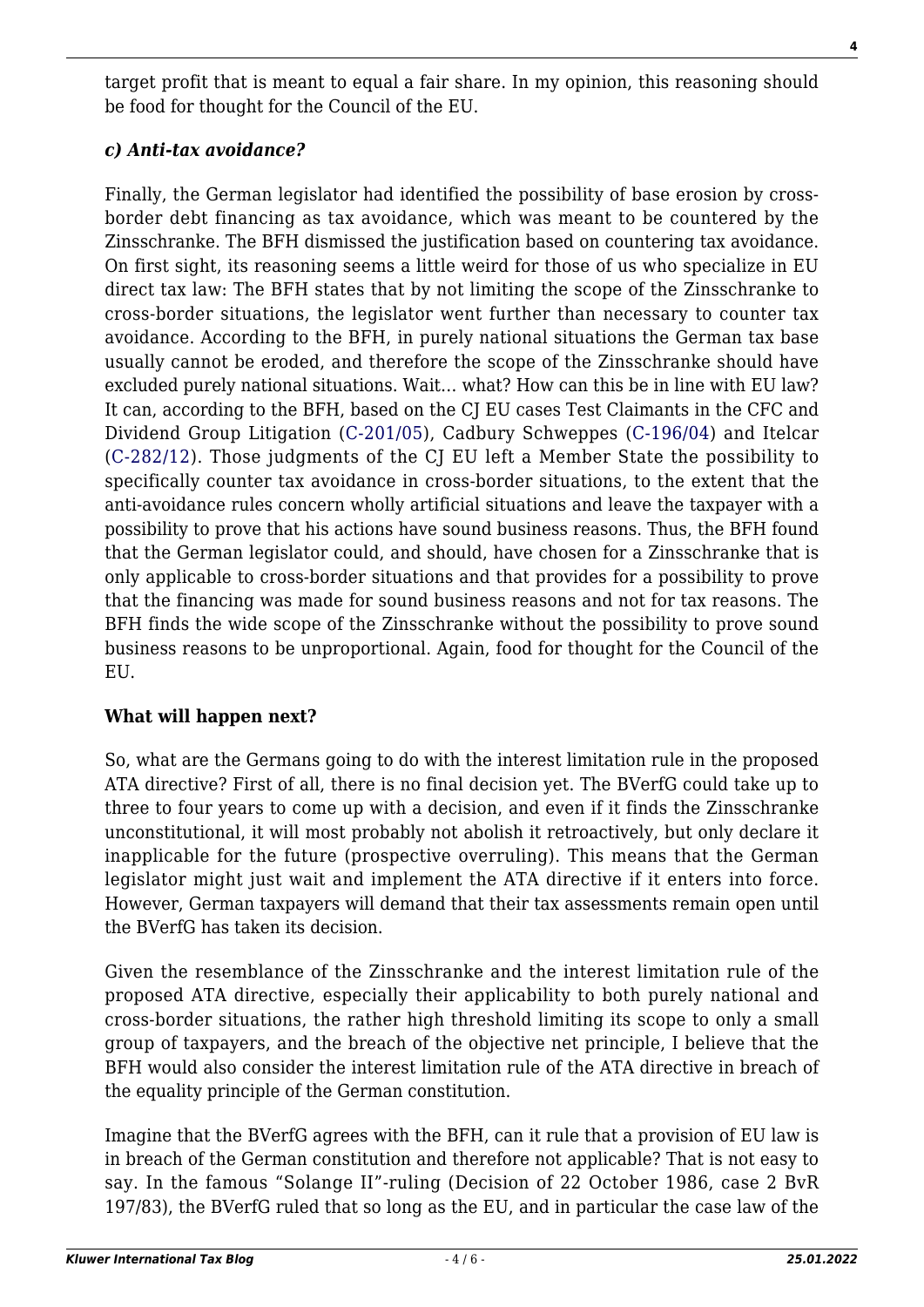target profit that is meant to equal a fair share. In my opinion, this reasoning should be food for thought for the Council of the EU.

### *c) Anti-tax avoidance?*

Finally, the German legislator had identified the possibility of base erosion by cross-border debt financing as tax avoidance, which was meant to be countered by the Zinsschranke. The BFH dismissed the justification based on countering tax avoidance. On first sight, its reasoning seems a little weird for those of us who specialize in EU direct tax law: The BFH states that by not limiting the scope of the Zinsschranke to cross-border situations, the legislator went further than necessary to counter tax avoidance. According to the BFH, in purely national situations the German tax base usually cannot be eroded, and therefore the scope of the Zinsschranke should have excluded purely national situations. Wait… what? How can this be in line with EU law? It can, according to the BFH, based on the CJ EU cases Test Claimants in the CFC and Dividend Group Litigation (C-201/05), Cadbury Schweppes (C-196/04) and Itelcar (C-282/12). Those judgments of the CJ EU left a Member State the possibility to specifically counter tax avoidance in cross-border situations, to the extent that the anti-avoidance rules concern wholly artificial situations and leave the taxpayer with a possibility to prove that his actions have sound business reasons. Thus, the BFH found that the German legislator could, and should, have chosen for a Zinsschranke that is only applicable to cross-border situations and that provides for a possibility to prove that the financing was made for sound business reasons and not for tax reasons. The BFH finds the wide scope of the Zinsschranke without the possibility to prove sound business reasons to be unproportional. Again, food for thought for the Council of the EU.

**What will happen next?**

So, what are the Germans going to do with the interest limitation rule in the proposed ATA directive? First of all, there is no final decision yet. The BVerfG could take up to three to four years to come up with a decision, and even if it finds the Zinsschranke unconstitutional, it will most probably not abolish it retroactively, but only declare it inapplicable for the future (prospective overruling). This means that the German legislator might just wait and implement the ATA directive if it enters into force. However, German taxpayers will demand that their tax assessments remain open until the BVerfG has taken its decision.

Given the resemblance of the Zinsschranke and the interest limitation rule of the proposed ATA directive, especially their applicability to both purely national and cross-border situations, the rather high threshold limiting its scope to only a small group of taxpayers, and the breach of the objective net principle, I believe that the BFH would also consider the interest limitation rule of the ATA directive in breach of the equality principle of the German constitution.

Imagine that the BVerfG agrees with the BFH, can it rule that a provision of EU law is in breach of the German constitution and therefore not applicable? That is not easy to say. In the famous "Solange II"-ruling (Decision of 22 October 1986, case 2 BvR 197/83), the BVerfG ruled that so long as the EU, and in particular the case law of the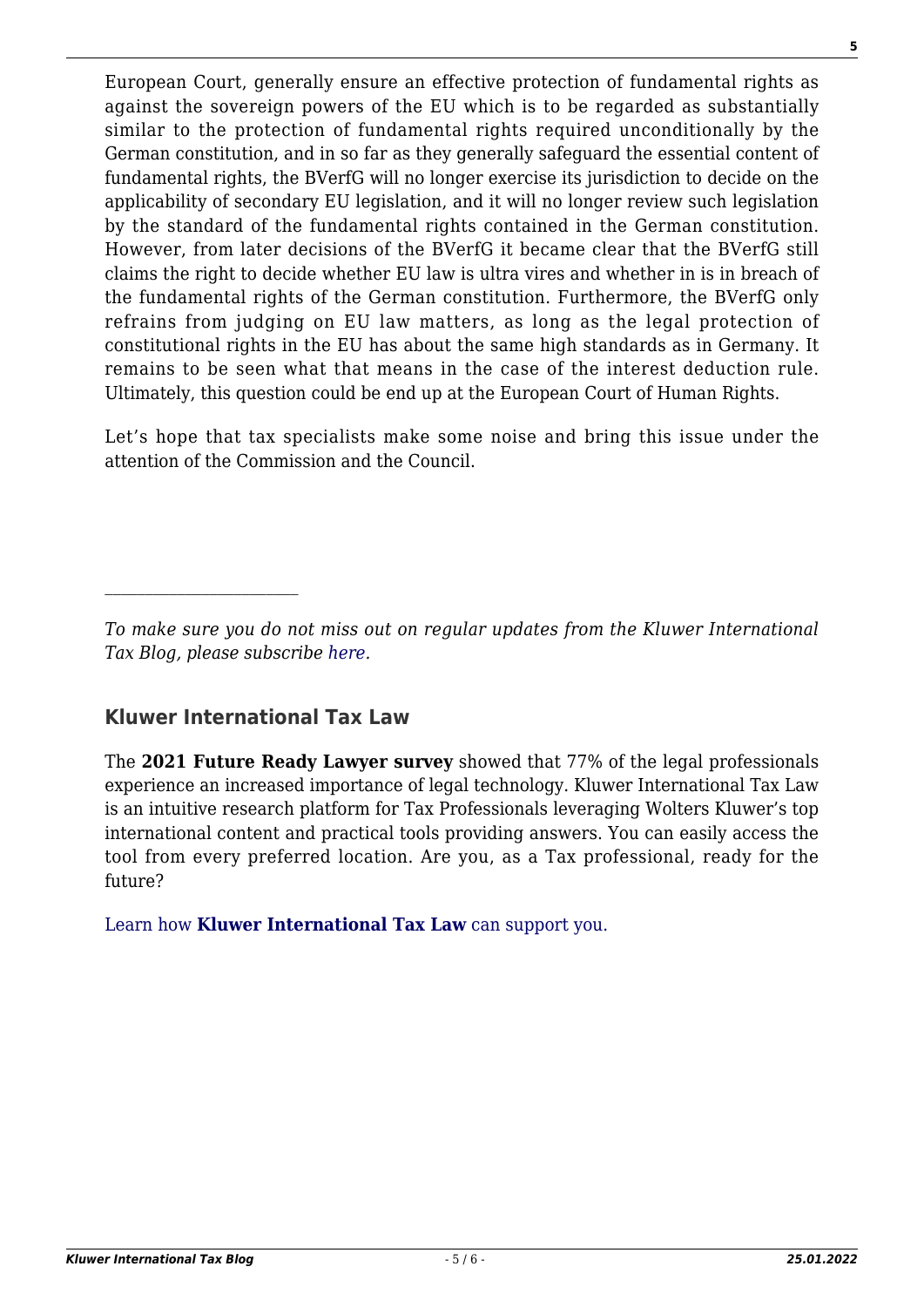European Court, generally ensure an effective protection of fundamental rights as against the sovereign powers of the EU which is to be regarded as substantially similar to the protection of fundamental rights required unconditionally by the German constitution, and in so far as they generally safeguard the essential content of fundamental rights, the BVerfG will no longer exercise its jurisdiction to decide on the applicability of secondary EU legislation, and it will no longer review such legislation by the standard of the fundamental rights contained in the German constitution. However, from later decisions of the BVerfG it became clear that the BVerfG still claims the right to decide whether EU law is ultra vires and whether in is in breach of the fundamental rights of the German constitution. Furthermore, the BVerfG only refrains from judging on EU law matters, as long as the legal protection of constitutional rights in the EU has about the same high standards as in Germany. It remains to be seen what that means in the case of the interest deduction rule. Ultimately, this question could be end up at the European Court of Human Rights.

Let's hope that tax specialists make some noise and bring this issue under the attention of the Commission and the Council.

---

*To make sure you do not miss out on regular updates from the Kluwer International Tax Blog, please subscribe here.*

## Kluwer International Tax Law

The **2021 Future Ready Lawyer survey** showed that 77% of the legal professionals experience an increased importance of legal technology. Kluwer International Tax Law is an intuitive research platform for Tax Professionals leveraging Wolters Kluwer's top international content and practical tools providing answers. You can easily access the tool from every preferred location. Are you, as a Tax professional, ready for the future?

Learn how **Kluwer International Tax Law** can support you.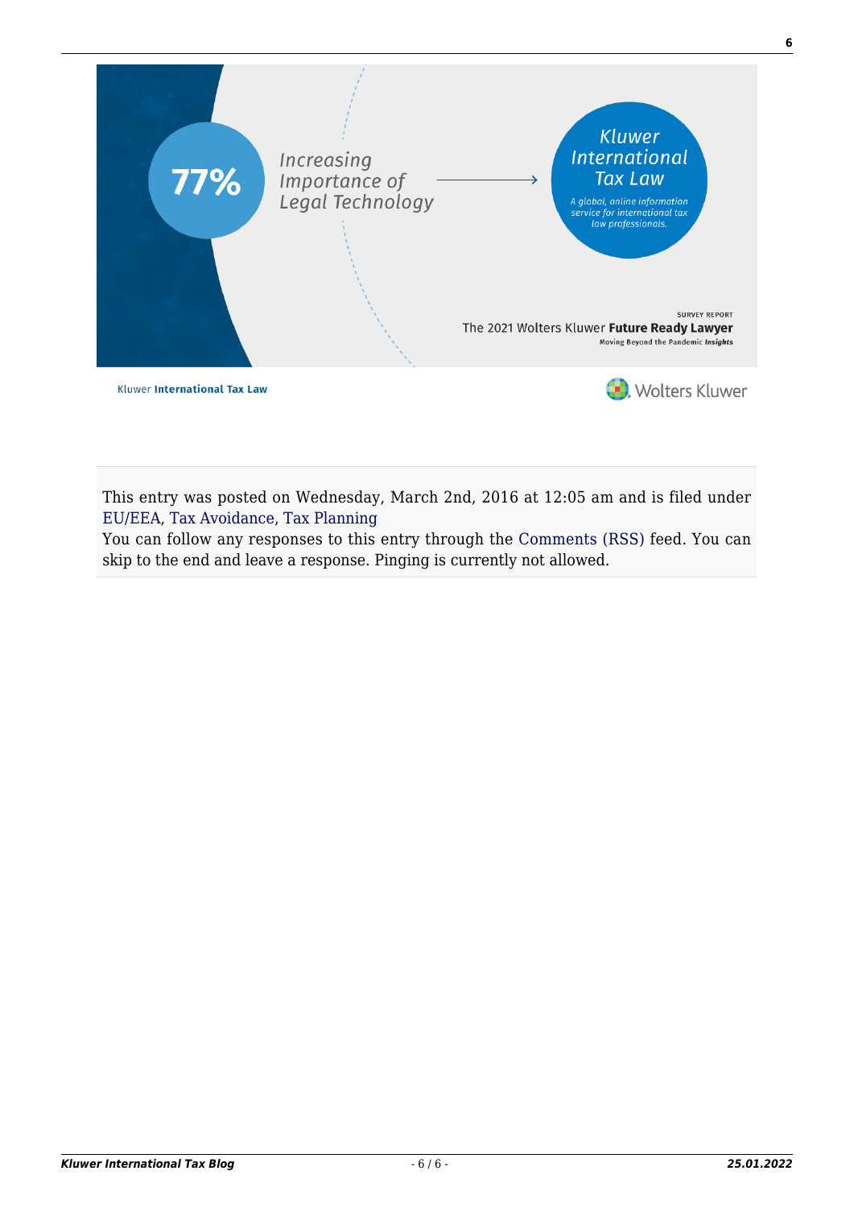77%

Increasing Importance of Legal Technology

Kluwer International Tax Law

A global, online information service for international tax law professionals.

SURVEY REPORT

The 2021 Wolters Kluwer **Future Ready Lawyer**

Moving Beyond the Pandemic *Insights*

Kluwer **International Tax Law**

Wolters Kluwer

This entry was posted on Wednesday, March 2nd, 2016 at 12:05 am and is filed under EU/EEA, Tax Avoidance, Tax Planning

You can follow any responses to this entry through the Comments (RSS) feed. You can skip to the end and leave a response. Pinging is currently not allowed.